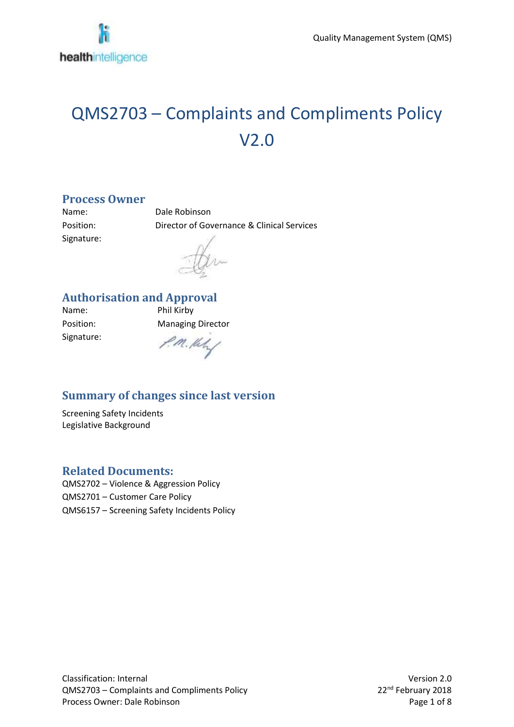# QMS2703 – Complaints and Compliments Policy V2.0

## Process Owner

| | |
|---|---|
| Name: | Dale Robinson |
| Position: | Director of Governance & Clinical Services |
| Signature: | |

## Authorisation and Approval

| | |
|---|---|
| Name: | Phil Kirby |
| Position: | Managing Director |
| Signature: | |

## Summary of changes since last version

Screening Safety Incidents
Legislative Background

## Related Documents:

QMS2702 – Violence & Aggression Policy
QMS2701 – Customer Care Policy
QMS6157 – Screening Safety Incidents Policy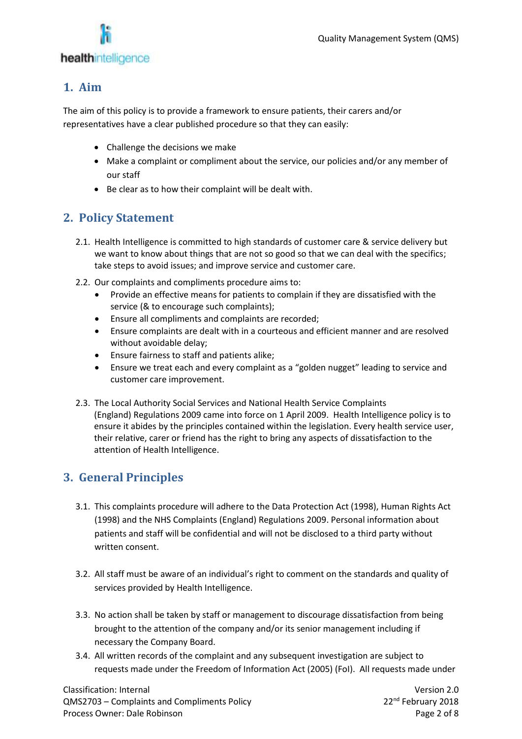## 1. Aim

The aim of this policy is to provide a framework to ensure patients, their carers and/or representatives have a clear published procedure so that they can easily:

- Challenge the decisions we make
- Make a complaint or compliment about the service, our policies and/or any member of our staff
- Be clear as to how their complaint will be dealt with.

## 2. Policy Statement

2.1. Health Intelligence is committed to high standards of customer care & service delivery but we want to know about things that are not so good so that we can deal with the specifics; take steps to avoid issues; and improve service and customer care.

2.2. Our complaints and compliments procedure aims to:

- Provide an effective means for patients to complain if they are dissatisfied with the service (& to encourage such complaints);
- Ensure all compliments and complaints are recorded;
- Ensure complaints are dealt with in a courteous and efficient manner and are resolved without avoidable delay;
- Ensure fairness to staff and patients alike;
- Ensure we treat each and every complaint as a "golden nugget" leading to service and customer care improvement.

2.3. The Local Authority Social Services and National Health Service Complaints (England) Regulations 2009 came into force on 1 April 2009. Health Intelligence policy is to ensure it abides by the principles contained within the legislation. Every health service user, their relative, carer or friend has the right to bring any aspects of dissatisfaction to the attention of Health Intelligence.

## 3. General Principles

3.1. This complaints procedure will adhere to the Data Protection Act (1998), Human Rights Act (1998) and the NHS Complaints (England) Regulations 2009. Personal information about patients and staff will be confidential and will not be disclosed to a third party without written consent.

3.2. All staff must be aware of an individual's right to comment on the standards and quality of services provided by Health Intelligence.

3.3. No action shall be taken by staff or management to discourage dissatisfaction from being brought to the attention of the company and/or its senior management including if necessary the Company Board.

3.4. All written records of the complaint and any subsequent investigation are subject to requests made under the Freedom of Information Act (2005) (FoI). All requests made under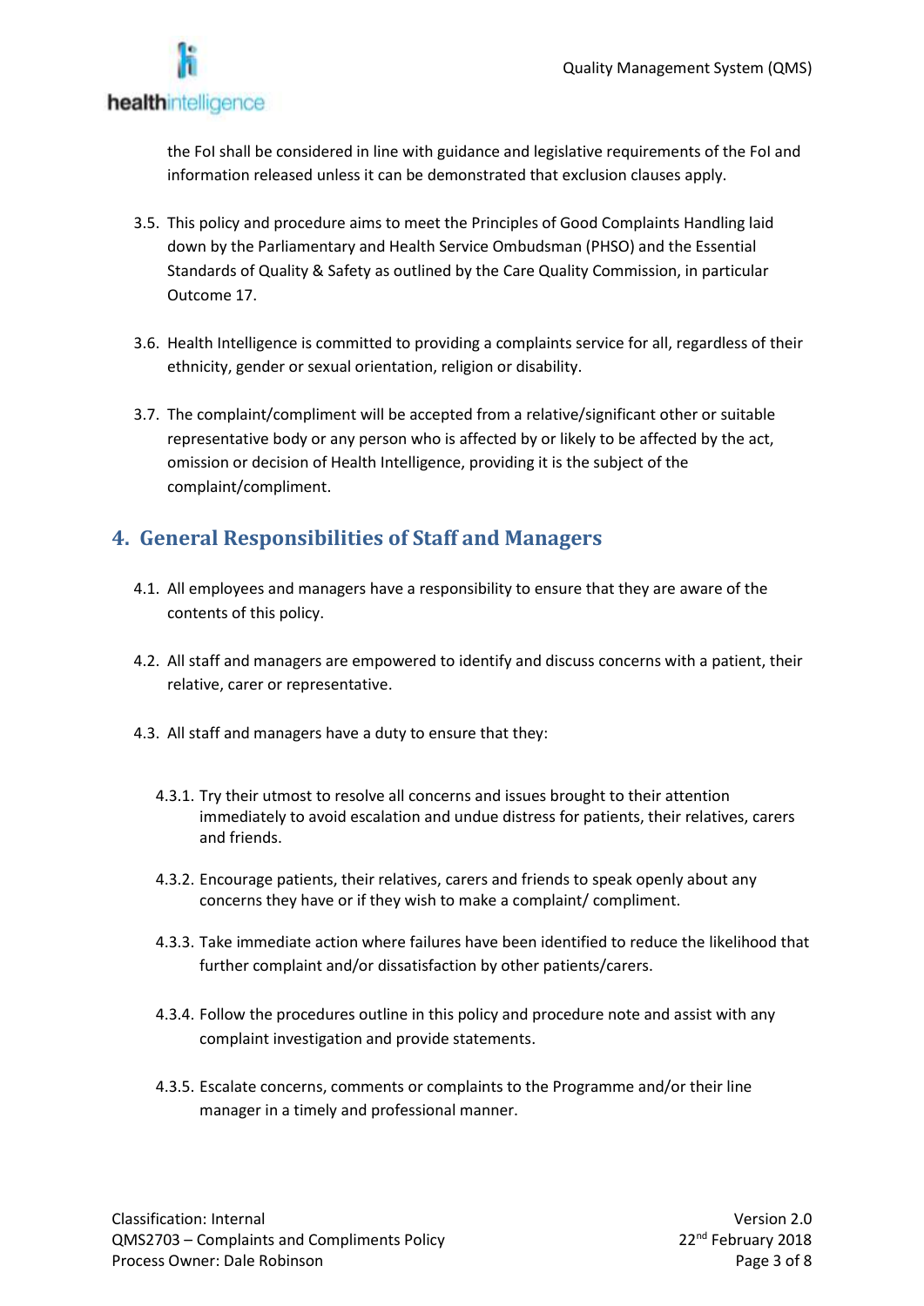the FoI shall be considered in line with guidance and legislative requirements of the FoI and information released unless it can be demonstrated that exclusion clauses apply.

3.5. This policy and procedure aims to meet the Principles of Good Complaints Handling laid down by the Parliamentary and Health Service Ombudsman (PHSO) and the Essential Standards of Quality & Safety as outlined by the Care Quality Commission, in particular Outcome 17.

3.6. Health Intelligence is committed to providing a complaints service for all, regardless of their ethnicity, gender or sexual orientation, religion or disability.

3.7. The complaint/compliment will be accepted from a relative/significant other or suitable representative body or any person who is affected by or likely to be affected by the act, omission or decision of Health Intelligence, providing it is the subject of the complaint/compliment.

## 4. General Responsibilities of Staff and Managers

4.1. All employees and managers have a responsibility to ensure that they are aware of the contents of this policy.

4.2. All staff and managers are empowered to identify and discuss concerns with a patient, their relative, carer or representative.

4.3. All staff and managers have a duty to ensure that they:

4.3.1. Try their utmost to resolve all concerns and issues brought to their attention immediately to avoid escalation and undue distress for patients, their relatives, carers and friends.

4.3.2. Encourage patients, their relatives, carers and friends to speak openly about any concerns they have or if they wish to make a complaint/ compliment.

4.3.3. Take immediate action where failures have been identified to reduce the likelihood that further complaint and/or dissatisfaction by other patients/carers.

4.3.4. Follow the procedures outline in this policy and procedure note and assist with any complaint investigation and provide statements.

4.3.5. Escalate concerns, comments or complaints to the Programme and/or their line manager in a timely and professional manner.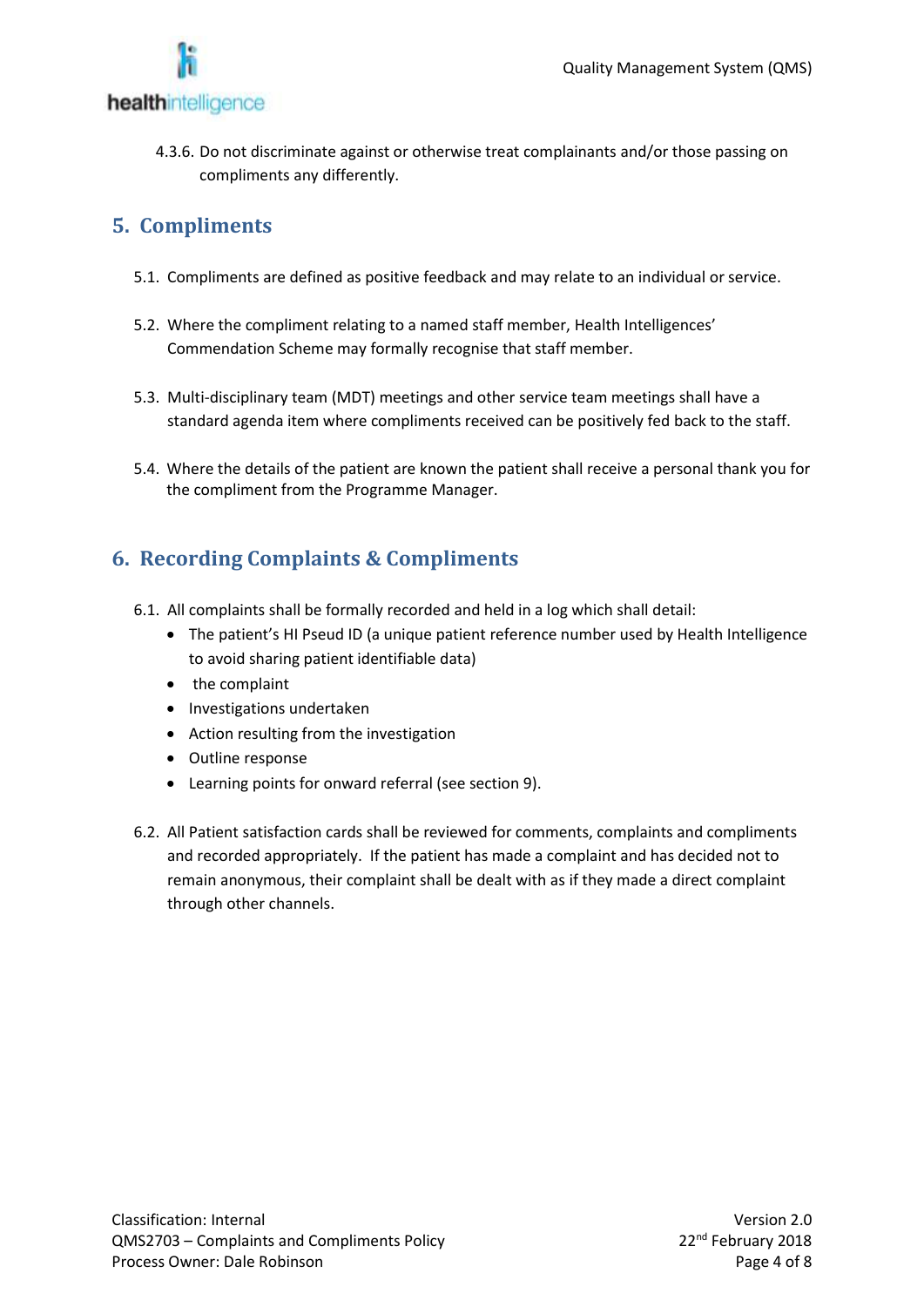4.3.6. Do not discriminate against or otherwise treat complainants and/or those passing on compliments any differently.

## 5. Compliments

5.1. Compliments are defined as positive feedback and may relate to an individual or service.

5.2. Where the compliment relating to a named staff member, Health Intelligences' Commendation Scheme may formally recognise that staff member.

5.3. Multi-disciplinary team (MDT) meetings and other service team meetings shall have a standard agenda item where compliments received can be positively fed back to the staff.

5.4. Where the details of the patient are known the patient shall receive a personal thank you for the compliment from the Programme Manager.

## 6. Recording Complaints & Compliments

6.1. All complaints shall be formally recorded and held in a log which shall detail:

- The patient's HI Pseud ID (a unique patient reference number used by Health Intelligence to avoid sharing patient identifiable data)
- the complaint
- Investigations undertaken
- Action resulting from the investigation
- Outline response
- Learning points for onward referral (see section 9).

6.2. All Patient satisfaction cards shall be reviewed for comments, complaints and compliments and recorded appropriately. If the patient has made a complaint and has decided not to remain anonymous, their complaint shall be dealt with as if they made a direct complaint through other channels.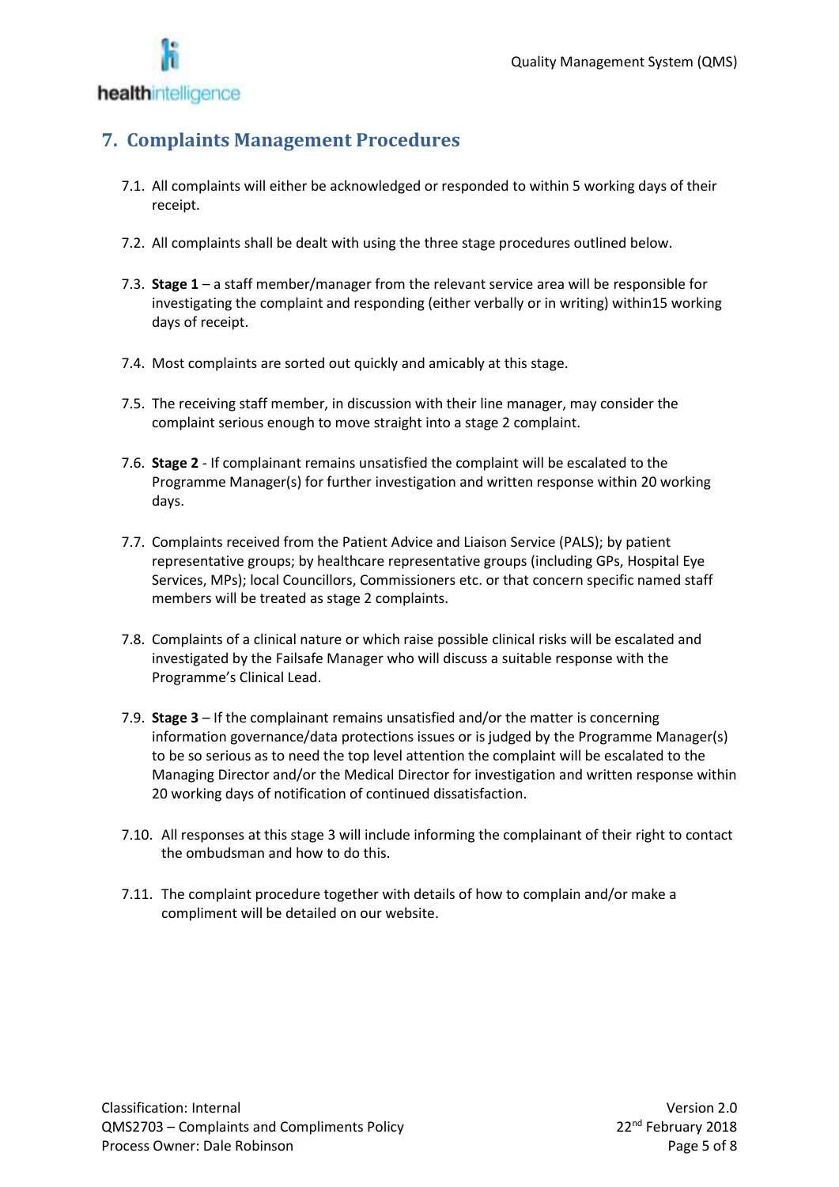## 7. Complaints Management Procedures

7.1. All complaints will either be acknowledged or responded to within 5 working days of their receipt.

7.2. All complaints shall be dealt with using the three stage procedures outlined below.

7.3. **Stage 1** – a staff member/manager from the relevant service area will be responsible for investigating the complaint and responding (either verbally or in writing) within15 working days of receipt.

7.4. Most complaints are sorted out quickly and amicably at this stage.

7.5. The receiving staff member, in discussion with their line manager, may consider the complaint serious enough to move straight into a stage 2 complaint.

7.6. **Stage 2** - If complainant remains unsatisfied the complaint will be escalated to the Programme Manager(s) for further investigation and written response within 20 working days.

7.7. Complaints received from the Patient Advice and Liaison Service (PALS); by patient representative groups; by healthcare representative groups (including GPs, Hospital Eye Services, MPs); local Councillors, Commissioners etc. or that concern specific named staff members will be treated as stage 2 complaints.

7.8. Complaints of a clinical nature or which raise possible clinical risks will be escalated and investigated by the Failsafe Manager who will discuss a suitable response with the Programme's Clinical Lead.

7.9. **Stage 3** – If the complainant remains unsatisfied and/or the matter is concerning information governance/data protections issues or is judged by the Programme Manager(s) to be so serious as to need the top level attention the complaint will be escalated to the Managing Director and/or the Medical Director for investigation and written response within 20 working days of notification of continued dissatisfaction.

7.10. All responses at this stage 3 will include informing the complainant of their right to contact the ombudsman and how to do this.

7.11. The complaint procedure together with details of how to complain and/or make a compliment will be detailed on our website.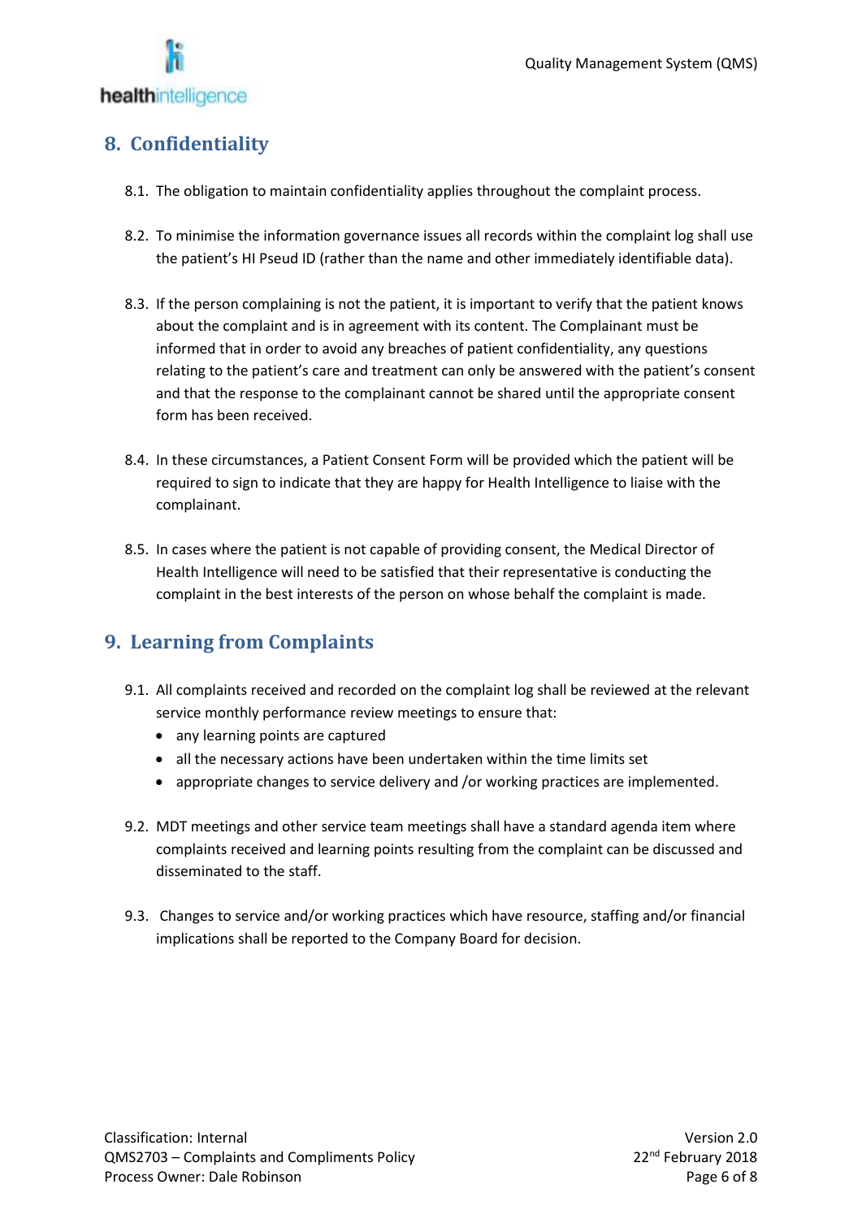## 8. Confidentiality

8.1. The obligation to maintain confidentiality applies throughout the complaint process.

8.2. To minimise the information governance issues all records within the complaint log shall use the patient's HI Pseud ID (rather than the name and other immediately identifiable data).

8.3. If the person complaining is not the patient, it is important to verify that the patient knows about the complaint and is in agreement with its content. The Complainant must be informed that in order to avoid any breaches of patient confidentiality, any questions relating to the patient's care and treatment can only be answered with the patient's consent and that the response to the complainant cannot be shared until the appropriate consent form has been received.

8.4. In these circumstances, a Patient Consent Form will be provided which the patient will be required to sign to indicate that they are happy for Health Intelligence to liaise with the complainant.

8.5. In cases where the patient is not capable of providing consent, the Medical Director of Health Intelligence will need to be satisfied that their representative is conducting the complaint in the best interests of the person on whose behalf the complaint is made.

## 9. Learning from Complaints

9.1. All complaints received and recorded on the complaint log shall be reviewed at the relevant service monthly performance review meetings to ensure that:

- any learning points are captured
- all the necessary actions have been undertaken within the time limits set
- appropriate changes to service delivery and /or working practices are implemented.

9.2. MDT meetings and other service team meetings shall have a standard agenda item where complaints received and learning points resulting from the complaint can be discussed and disseminated to the staff.

9.3. Changes to service and/or working practices which have resource, staffing and/or financial implications shall be reported to the Company Board for decision.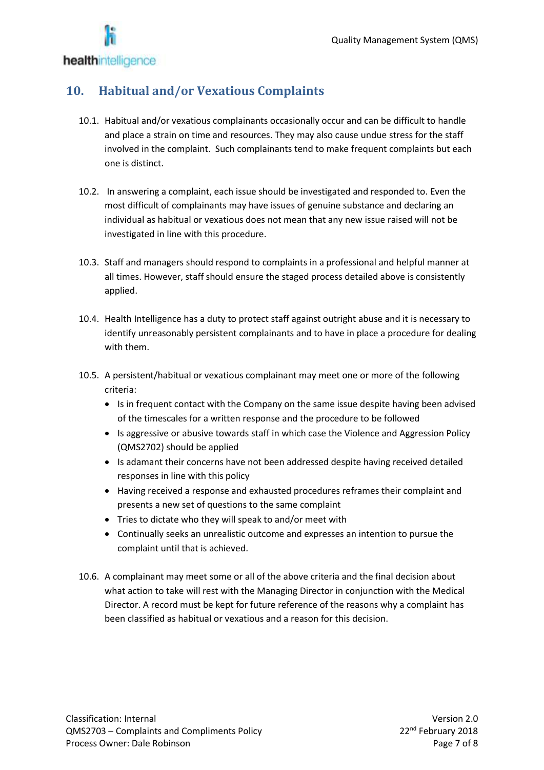## 10. Habitual and/or Vexatious Complaints

10.1. Habitual and/or vexatious complainants occasionally occur and can be difficult to handle and place a strain on time and resources. They may also cause undue stress for the staff involved in the complaint. Such complainants tend to make frequent complaints but each one is distinct.

10.2. In answering a complaint, each issue should be investigated and responded to. Even the most difficult of complainants may have issues of genuine substance and declaring an individual as habitual or vexatious does not mean that any new issue raised will not be investigated in line with this procedure.

10.3. Staff and managers should respond to complaints in a professional and helpful manner at all times. However, staff should ensure the staged process detailed above is consistently applied.

10.4. Health Intelligence has a duty to protect staff against outright abuse and it is necessary to identify unreasonably persistent complainants and to have in place a procedure for dealing with them.

10.5. A persistent/habitual or vexatious complainant may meet one or more of the following criteria:

- Is in frequent contact with the Company on the same issue despite having been advised of the timescales for a written response and the procedure to be followed
- Is aggressive or abusive towards staff in which case the Violence and Aggression Policy (QMS2702) should be applied
- Is adamant their concerns have not been addressed despite having received detailed responses in line with this policy
- Having received a response and exhausted procedures reframes their complaint and presents a new set of questions to the same complaint
- Tries to dictate who they will speak to and/or meet with
- Continually seeks an unrealistic outcome and expresses an intention to pursue the complaint until that is achieved.

10.6. A complainant may meet some or all of the above criteria and the final decision about what action to take will rest with the Managing Director in conjunction with the Medical Director. A record must be kept for future reference of the reasons why a complaint has been classified as habitual or vexatious and a reason for this decision.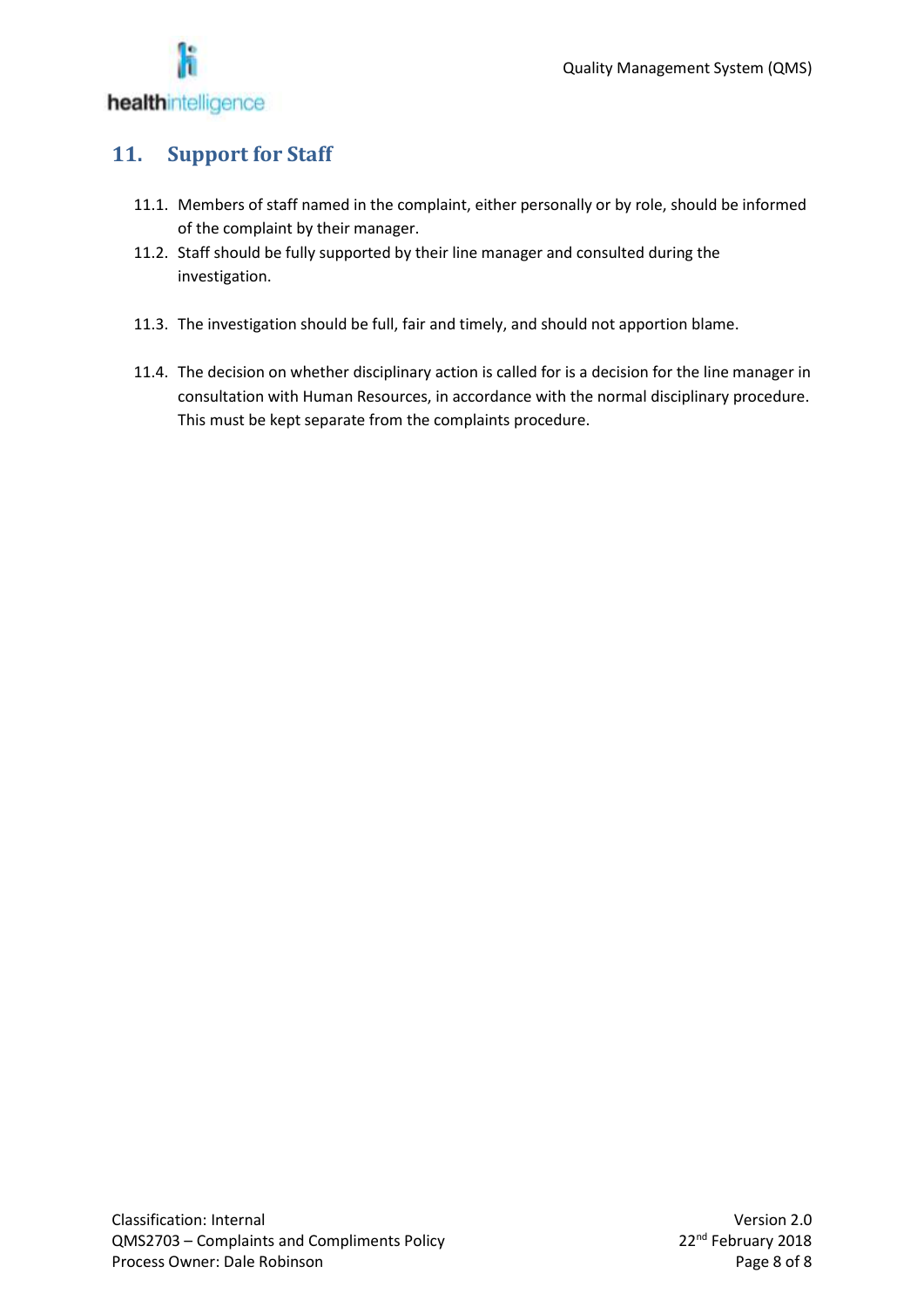## 11. Support for Staff

11.1. Members of staff named in the complaint, either personally or by role, should be informed of the complaint by their manager.

11.2. Staff should be fully supported by their line manager and consulted during the investigation.

11.3. The investigation should be full, fair and timely, and should not apportion blame.

11.4. The decision on whether disciplinary action is called for is a decision for the line manager in consultation with Human Resources, in accordance with the normal disciplinary procedure. This must be kept separate from the complaints procedure.